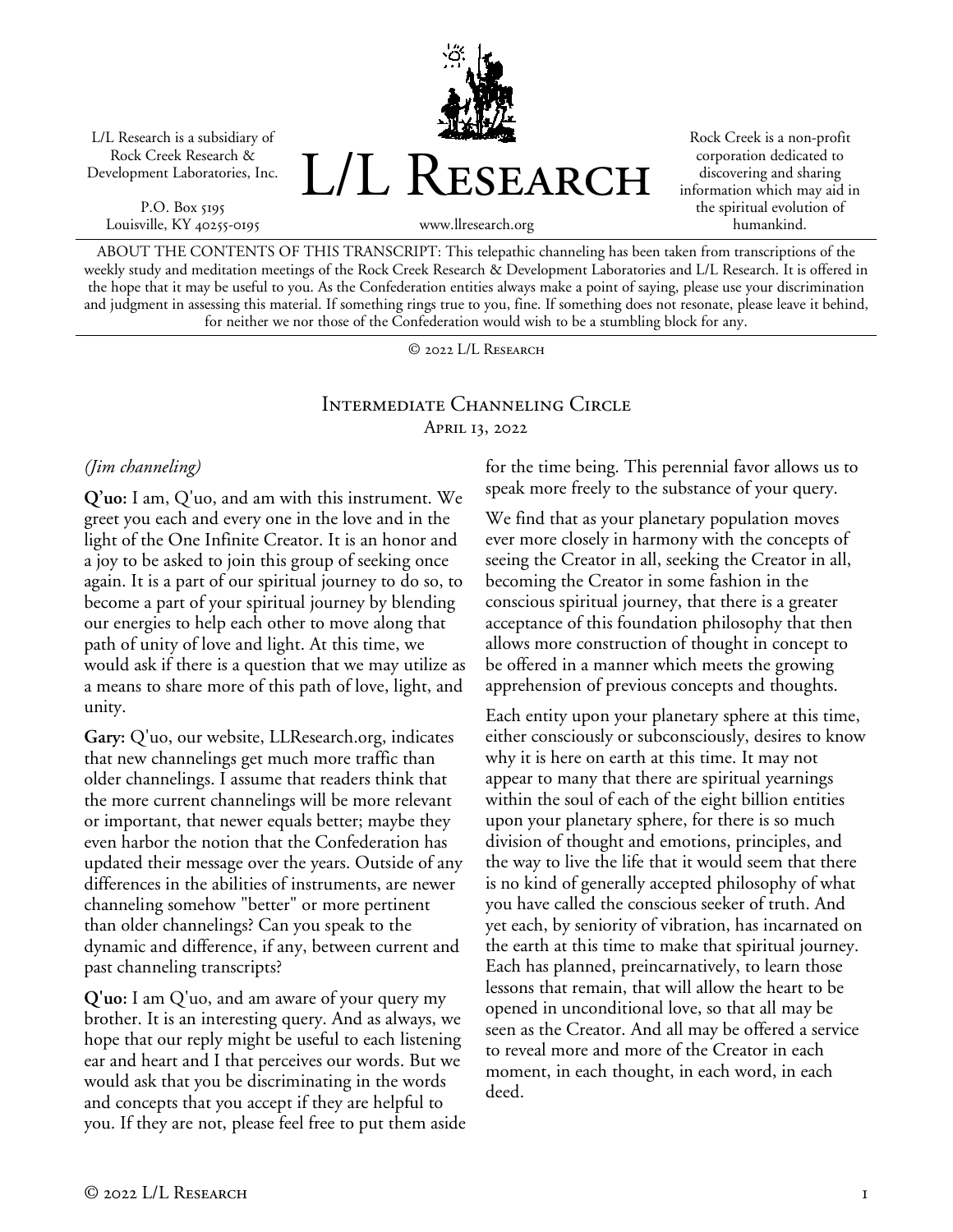L/L Research is a subsidiary of Rock Creek Research & Development Laboratories, Inc.

P.O. Box 5195
Louisville, KY 40255-0195

# L/L Research

www.llresearch.org

Rock Creek is a non-profit corporation dedicated to discovering and sharing information which may aid in the spiritual evolution of humankind.

ABOUT THE CONTENTS OF THIS TRANSCRIPT: This telepathic channeling has been taken from transcriptions of the weekly study and meditation meetings of the Rock Creek Research & Development Laboratories and L/L Research. It is offered in the hope that it may be useful to you. As the Confederation entities always make a point of saying, please use your discrimination and judgment in assessing this material. If something rings true to you, fine. If something does not resonate, please leave it behind, for neither we nor those of the Confederation would wish to be a stumbling block for any.

© 2022 L/L Research

## Intermediate Channeling Circle
April 13, 2022

*(Jim channeling)*

**Q'uo:** I am, Q'uo, and am with this instrument. We greet you each and every one in the love and in the light of the One Infinite Creator. It is an honor and a joy to be asked to join this group of seeking once again. It is a part of our spiritual journey to do so, to become a part of your spiritual journey by blending our energies to help each other to move along that path of unity of love and light. At this time, we would ask if there is a question that we may utilize as a means to share more of this path of love, light, and unity.

**Gary:** Q'uo, our website, LLResearch.org, indicates that new channelings get much more traffic than older channelings. I assume that readers think that the more current channelings will be more relevant or important, that newer equals better; maybe they even harbor the notion that the Confederation has updated their message over the years. Outside of any differences in the abilities of instruments, are newer channeling somehow "better" or more pertinent than older channelings? Can you speak to the dynamic and difference, if any, between current and past channeling transcripts?

**Q'uo:** I am Q'uo, and am aware of your query my brother. It is an interesting query. And as always, we hope that our reply might be useful to each listening ear and heart and I that perceives our words. But we would ask that you be discriminating in the words and concepts that you accept if they are helpful to you. If they are not, please feel free to put them aside for the time being. This perennial favor allows us to speak more freely to the substance of your query.

We find that as your planetary population moves ever more closely in harmony with the concepts of seeing the Creator in all, seeking the Creator in all, becoming the Creator in some fashion in the conscious spiritual journey, that there is a greater acceptance of this foundation philosophy that then allows more construction of thought in concept to be offered in a manner which meets the growing apprehension of previous concepts and thoughts.

Each entity upon your planetary sphere at this time, either consciously or subconsciously, desires to know why it is here on earth at this time. It may not appear to many that there are spiritual yearnings within the soul of each of the eight billion entities upon your planetary sphere, for there is so much division of thought and emotions, principles, and the way to live the life that it would seem that there is no kind of generally accepted philosophy of what you have called the conscious seeker of truth. And yet each, by seniority of vibration, has incarnated on the earth at this time to make that spiritual journey. Each has planned, preincarnatively, to learn those lessons that remain, that will allow the heart to be opened in unconditional love, so that all may be seen as the Creator. And all may be offered a service to reveal more and more of the Creator in each moment, in each thought, in each word, in each deed.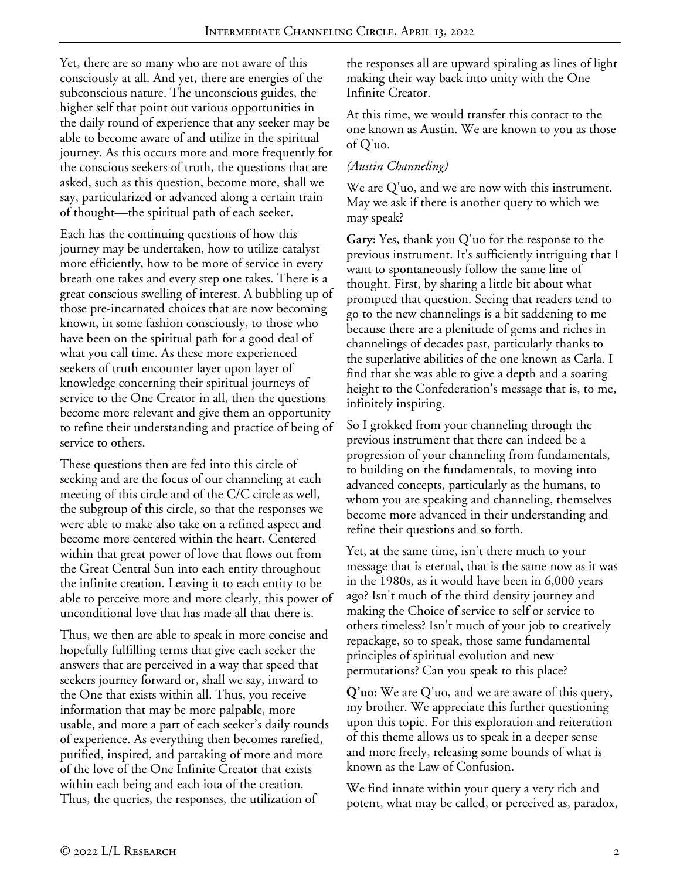Yet, there are so many who are not aware of this consciously at all. And yet, there are energies of the subconscious nature. The unconscious guides, the higher self that point out various opportunities in the daily round of experience that any seeker may be able to become aware of and utilize in the spiritual journey. As this occurs more and more frequently for the conscious seekers of truth, the questions that are asked, such as this question, become more, shall we say, particularized or advanced along a certain train of thought—the spiritual path of each seeker.

Each has the continuing questions of how this journey may be undertaken, how to utilize catalyst more efficiently, how to be more of service in every breath one takes and every step one takes. There is a great conscious swelling of interest. A bubbling up of those pre-incarnated choices that are now becoming known, in some fashion consciously, to those who have been on the spiritual path for a good deal of what you call time. As these more experienced seekers of truth encounter layer upon layer of knowledge concerning their spiritual journeys of service to the One Creator in all, then the questions become more relevant and give them an opportunity to refine their understanding and practice of being of service to others.

These questions then are fed into this circle of seeking and are the focus of our channeling at each meeting of this circle and of the C/C circle as well, the subgroup of this circle, so that the responses we were able to make also take on a refined aspect and become more centered within the heart. Centered within that great power of love that flows out from the Great Central Sun into each entity throughout the infinite creation. Leaving it to each entity to be able to perceive more and more clearly, this power of unconditional love that has made all that there is.

Thus, we then are able to speak in more concise and hopefully fulfilling terms that give each seeker the answers that are perceived in a way that speed that seekers journey forward or, shall we say, inward to the One that exists within all. Thus, you receive information that may be more palpable, more usable, and more a part of each seeker's daily rounds of experience. As everything then becomes rarefied, purified, inspired, and partaking of more and more of the love of the One Infinite Creator that exists within each being and each iota of the creation. Thus, the queries, the responses, the utilization of the responses all are upward spiraling as lines of light making their way back into unity with the One Infinite Creator.

At this time, we would transfer this contact to the one known as Austin. We are known to you as those of Q'uo.

*(Austin Channeling)*

We are Q'uo, and we are now with this instrument. May we ask if there is another query to which we may speak?

**Gary:** Yes, thank you Q'uo for the response to the previous instrument. It's sufficiently intriguing that I want to spontaneously follow the same line of thought. First, by sharing a little bit about what prompted that question. Seeing that readers tend to go to the new channelings is a bit saddening to me because there are a plenitude of gems and riches in channelings of decades past, particularly thanks to the superlative abilities of the one known as Carla. I find that she was able to give a depth and a soaring height to the Confederation's message that is, to me, infinitely inspiring.

So I grokked from your channeling through the previous instrument that there can indeed be a progression of your channeling from fundamentals, to building on the fundamentals, to moving into advanced concepts, particularly as the humans, to whom you are speaking and channeling, themselves become more advanced in their understanding and refine their questions and so forth.

Yet, at the same time, isn't there much to your message that is eternal, that is the same now as it was in the 1980s, as it would have been in 6,000 years ago? Isn't much of the third density journey and making the Choice of service to self or service to others timeless? Isn't much of your job to creatively repackage, so to speak, those same fundamental principles of spiritual evolution and new permutations? Can you speak to this place?

**Q'uo:** We are Q'uo, and we are aware of this query, my brother. We appreciate this further questioning upon this topic. For this exploration and reiteration of this theme allows us to speak in a deeper sense and more freely, releasing some bounds of what is known as the Law of Confusion.

We find innate within your query a very rich and potent, what may be called, or perceived as, paradox,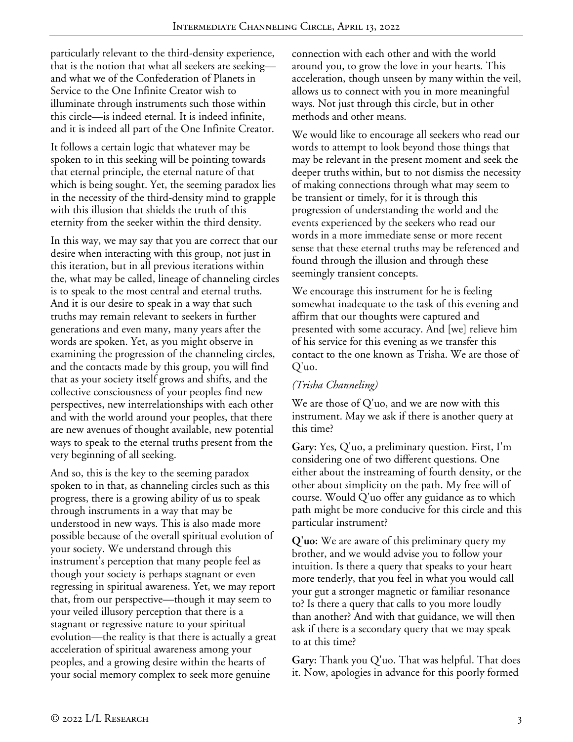particularly relevant to the third-density experience, that is the notion that what all seekers are seeking—and what we of the Confederation of Planets in Service to the One Infinite Creator wish to illuminate through instruments such those within this circle—is indeed eternal. It is indeed infinite, and it is indeed all part of the One Infinite Creator.

It follows a certain logic that whatever may be spoken to in this seeking will be pointing towards that eternal principle, the eternal nature of that which is being sought. Yet, the seeming paradox lies in the necessity of the third-density mind to grapple with this illusion that shields the truth of this eternity from the seeker within the third density.

In this way, we may say that you are correct that our desire when interacting with this group, not just in this iteration, but in all previous iterations within the, what may be called, lineage of channeling circles is to speak to the most central and eternal truths. And it is our desire to speak in a way that such truths may remain relevant to seekers in further generations and even many, many years after the words are spoken. Yet, as you might observe in examining the progression of the channeling circles, and the contacts made by this group, you will find that as your society itself grows and shifts, and the collective consciousness of your peoples find new perspectives, new interrelationships with each other and with the world around your peoples, that there are new avenues of thought available, new potential ways to speak to the eternal truths present from the very beginning of all seeking.

And so, this is the key to the seeming paradox spoken to in that, as channeling circles such as this progress, there is a growing ability of us to speak through instruments in a way that may be understood in new ways. This is also made more possible because of the overall spiritual evolution of your society. We understand through this instrument's perception that many people feel as though your society is perhaps stagnant or even regressing in spiritual awareness. Yet, we may report that, from our perspective—though it may seem to your veiled illusory perception that there is a stagnant or regressive nature to your spiritual evolution—the reality is that there is actually a great acceleration of spiritual awareness among your peoples, and a growing desire within the hearts of your social memory complex to seek more genuine connection with each other and with the world around you, to grow the love in your hearts. This acceleration, though unseen by many within the veil, allows us to connect with you in more meaningful ways. Not just through this circle, but in other methods and other means.

We would like to encourage all seekers who read our words to attempt to look beyond those things that may be relevant in the present moment and seek the deeper truths within, but to not dismiss the necessity of making connections through what may seem to be transient or timely, for it is through this progression of understanding the world and the events experienced by the seekers who read our words in a more immediate sense or more recent sense that these eternal truths may be referenced and found through the illusion and through these seemingly transient concepts.

We encourage this instrument for he is feeling somewhat inadequate to the task of this evening and affirm that our thoughts were captured and presented with some accuracy. And [we] relieve him of his service for this evening as we transfer this contact to the one known as Trisha. We are those of Q'uo.

*(Trisha Channeling)*

We are those of Q'uo, and we are now with this instrument. May we ask if there is another query at this time?

**Gary:** Yes, Q'uo, a preliminary question. First, I'm considering one of two different questions. One either about the instreaming of fourth density, or the other about simplicity on the path. My free will of course. Would Q'uo offer any guidance as to which path might be more conducive for this circle and this particular instrument?

**Q'uo:** We are aware of this preliminary query my brother, and we would advise you to follow your intuition. Is there a query that speaks to your heart more tenderly, that you feel in what you would call your gut a stronger magnetic or familiar resonance to? Is there a query that calls to you more loudly than another? And with that guidance, we will then ask if there is a secondary query that we may speak to at this time?

**Gary:** Thank you Q'uo. That was helpful. That does it. Now, apologies in advance for this poorly formed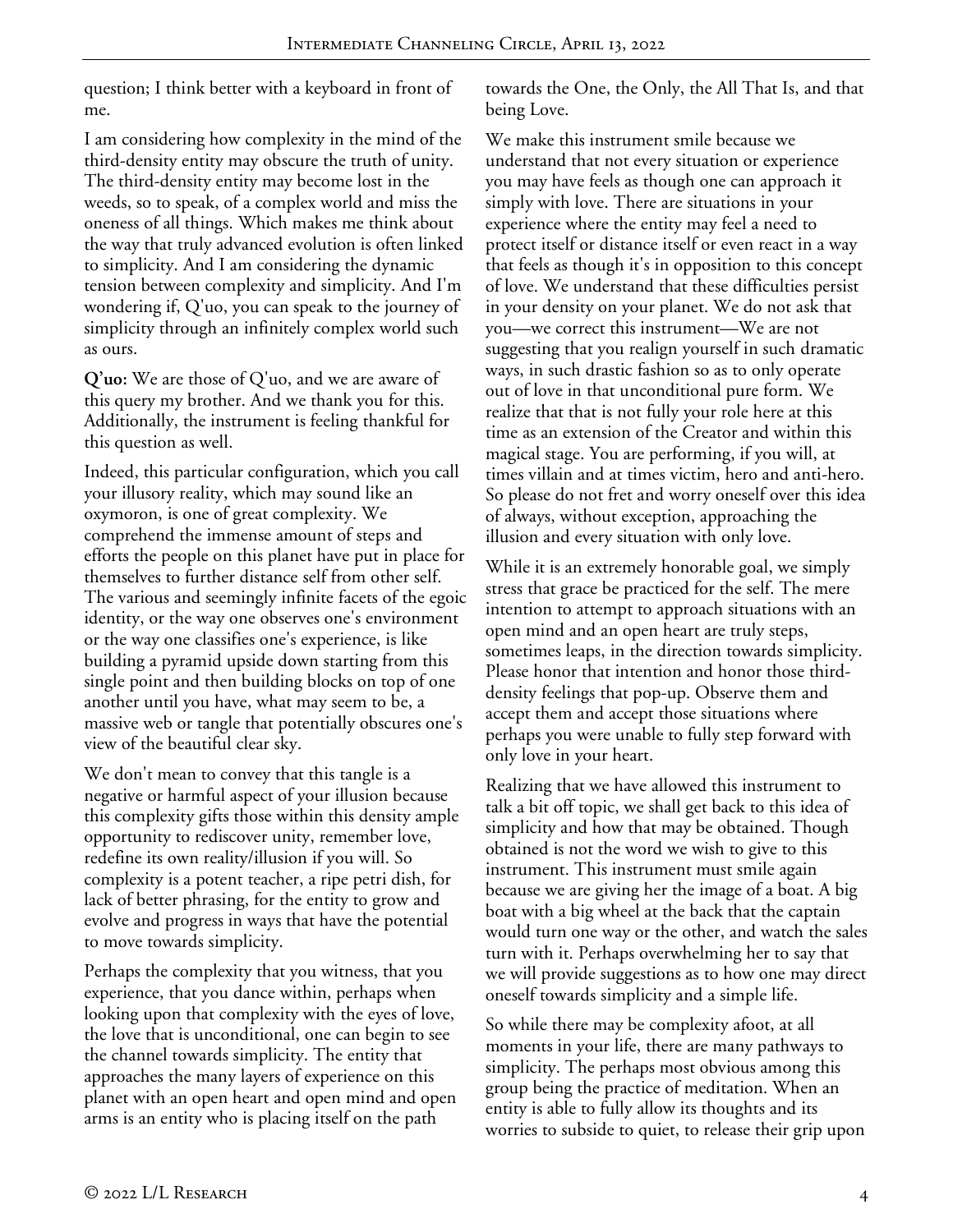question; I think better with a keyboard in front of me.

I am considering how complexity in the mind of the third-density entity may obscure the truth of unity. The third-density entity may become lost in the weeds, so to speak, of a complex world and miss the oneness of all things. Which makes me think about the way that truly advanced evolution is often linked to simplicity. And I am considering the dynamic tension between complexity and simplicity. And I'm wondering if, Q'uo, you can speak to the journey of simplicity through an infinitely complex world such as ours.

**Q'uo:** We are those of Q'uo, and we are aware of this query my brother. And we thank you for this. Additionally, the instrument is feeling thankful for this question as well.

Indeed, this particular configuration, which you call your illusory reality, which may sound like an oxymoron, is one of great complexity. We comprehend the immense amount of steps and efforts the people on this planet have put in place for themselves to further distance self from other self. The various and seemingly infinite facets of the egoic identity, or the way one observes one's environment or the way one classifies one's experience, is like building a pyramid upside down starting from this single point and then building blocks on top of one another until you have, what may seem to be, a massive web or tangle that potentially obscures one's view of the beautiful clear sky.

We don't mean to convey that this tangle is a negative or harmful aspect of your illusion because this complexity gifts those within this density ample opportunity to rediscover unity, remember love, redefine its own reality/illusion if you will. So complexity is a potent teacher, a ripe petri dish, for lack of better phrasing, for the entity to grow and evolve and progress in ways that have the potential to move towards simplicity.

Perhaps the complexity that you witness, that you experience, that you dance within, perhaps when looking upon that complexity with the eyes of love, the love that is unconditional, one can begin to see the channel towards simplicity. The entity that approaches the many layers of experience on this planet with an open heart and open mind and open arms is an entity who is placing itself on the path towards the One, the Only, the All That Is, and that being Love.

We make this instrument smile because we understand that not every situation or experience you may have feels as though one can approach it simply with love. There are situations in your experience where the entity may feel a need to protect itself or distance itself or even react in a way that feels as though it's in opposition to this concept of love. We understand that these difficulties persist in your density on your planet. We do not ask that you—we correct this instrument—We are not suggesting that you realign yourself in such dramatic ways, in such drastic fashion so as to only operate out of love in that unconditional pure form. We realize that that is not fully your role here at this time as an extension of the Creator and within this magical stage. You are performing, if you will, at times villain and at times victim, hero and anti-hero. So please do not fret and worry oneself over this idea of always, without exception, approaching the illusion and every situation with only love.

While it is an extremely honorable goal, we simply stress that grace be practiced for the self. The mere intention to attempt to approach situations with an open mind and an open heart are truly steps, sometimes leaps, in the direction towards simplicity. Please honor that intention and honor those third-density feelings that pop-up. Observe them and accept them and accept those situations where perhaps you were unable to fully step forward with only love in your heart.

Realizing that we have allowed this instrument to talk a bit off topic, we shall get back to this idea of simplicity and how that may be obtained. Though obtained is not the word we wish to give to this instrument. This instrument must smile again because we are giving her the image of a boat. A big boat with a big wheel at the back that the captain would turn one way or the other, and watch the sales turn with it. Perhaps overwhelming her to say that we will provide suggestions as to how one may direct oneself towards simplicity and a simple life.

So while there may be complexity afoot, at all moments in your life, there are many pathways to simplicity. The perhaps most obvious among this group being the practice of meditation. When an entity is able to fully allow its thoughts and its worries to subside to quiet, to release their grip upon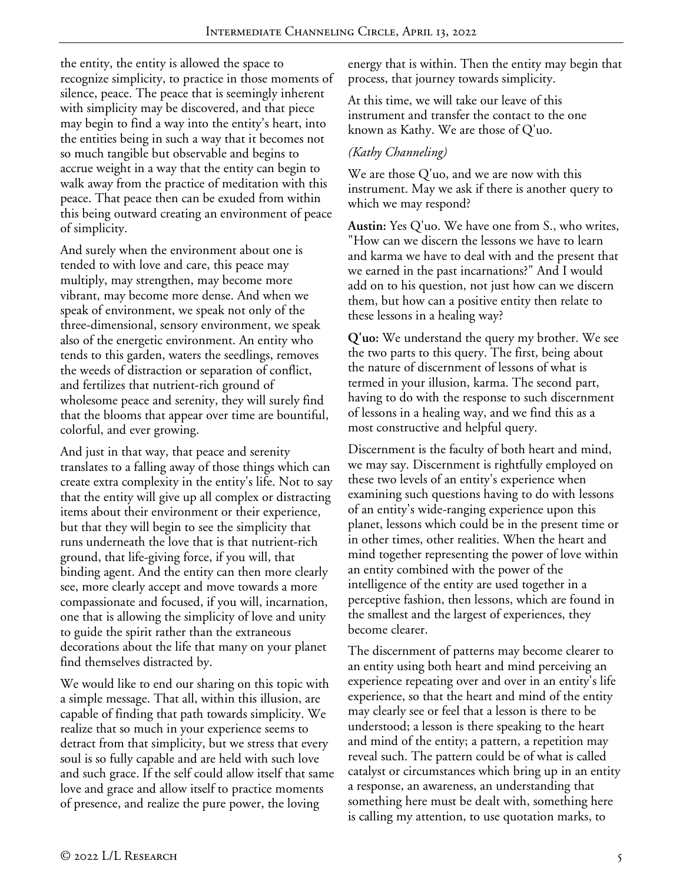the entity, the entity is allowed the space to recognize simplicity, to practice in those moments of silence, peace. The peace that is seemingly inherent with simplicity may be discovered, and that piece may begin to find a way into the entity's heart, into the entities being in such a way that it becomes not so much tangible but observable and begins to accrue weight in a way that the entity can begin to walk away from the practice of meditation with this peace. That peace then can be exuded from within this being outward creating an environment of peace of simplicity.

And surely when the environment about one is tended to with love and care, this peace may multiply, may strengthen, may become more vibrant, may become more dense. And when we speak of environment, we speak not only of the three-dimensional, sensory environment, we speak also of the energetic environment. An entity who tends to this garden, waters the seedlings, removes the weeds of distraction or separation of conflict, and fertilizes that nutrient-rich ground of wholesome peace and serenity, they will surely find that the blooms that appear over time are bountiful, colorful, and ever growing.

And just in that way, that peace and serenity translates to a falling away of those things which can create extra complexity in the entity's life. Not to say that the entity will give up all complex or distracting items about their environment or their experience, but that they will begin to see the simplicity that runs underneath the love that is that nutrient-rich ground, that life-giving force, if you will, that binding agent. And the entity can then more clearly see, more clearly accept and move towards a more compassionate and focused, if you will, incarnation, one that is allowing the simplicity of love and unity to guide the spirit rather than the extraneous decorations about the life that many on your planet find themselves distracted by.

We would like to end our sharing on this topic with a simple message. That all, within this illusion, are capable of finding that path towards simplicity. We realize that so much in your experience seems to detract from that simplicity, but we stress that every soul is so fully capable and are held with such love and such grace. If the self could allow itself that same love and grace and allow itself to practice moments of presence, and realize the pure power, the loving energy that is within. Then the entity may begin that process, that journey towards simplicity.

At this time, we will take our leave of this instrument and transfer the contact to the one known as Kathy. We are those of Q'uo.

*(Kathy Channeling)*

We are those Q'uo, and we are now with this instrument. May we ask if there is another query to which we may respond?

**Austin:** Yes Q'uo. We have one from S., who writes, "How can we discern the lessons we have to learn and karma we have to deal with and the present that we earned in the past incarnations?" And I would add on to his question, not just how can we discern them, but how can a positive entity then relate to these lessons in a healing way?

**Q'uo:** We understand the query my brother. We see the two parts to this query. The first, being about the nature of discernment of lessons of what is termed in your illusion, karma. The second part, having to do with the response to such discernment of lessons in a healing way, and we find this as a most constructive and helpful query.

Discernment is the faculty of both heart and mind, we may say. Discernment is rightfully employed on these two levels of an entity's experience when examining such questions having to do with lessons of an entity's wide-ranging experience upon this planet, lessons which could be in the present time or in other times, other realities. When the heart and mind together representing the power of love within an entity combined with the power of the intelligence of the entity are used together in a perceptive fashion, then lessons, which are found in the smallest and the largest of experiences, they become clearer.

The discernment of patterns may become clearer to an entity using both heart and mind perceiving an experience repeating over and over in an entity's life experience, so that the heart and mind of the entity may clearly see or feel that a lesson is there to be understood; a lesson is there speaking to the heart and mind of the entity; a pattern, a repetition may reveal such. The pattern could be of what is called catalyst or circumstances which bring up in an entity a response, an awareness, an understanding that something here must be dealt with, something here is calling my attention, to use quotation marks, to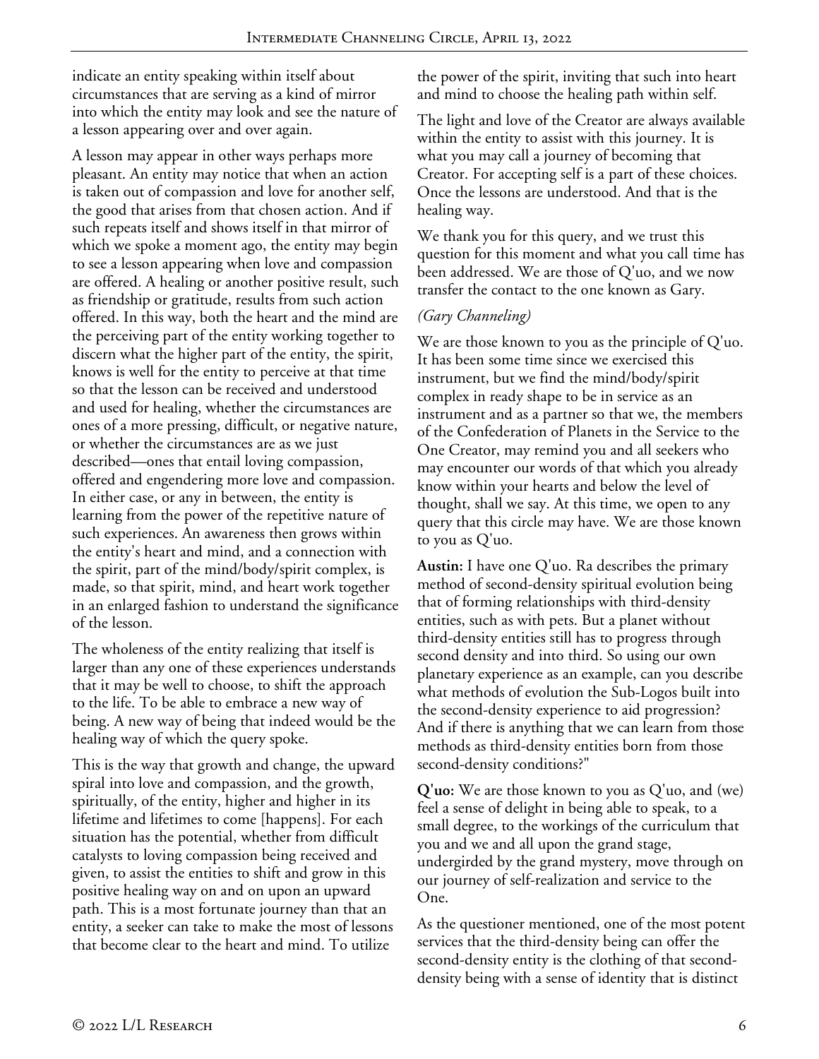indicate an entity speaking within itself about circumstances that are serving as a kind of mirror into which the entity may look and see the nature of a lesson appearing over and over again.

A lesson may appear in other ways perhaps more pleasant. An entity may notice that when an action is taken out of compassion and love for another self, the good that arises from that chosen action. And if such repeats itself and shows itself in that mirror of which we spoke a moment ago, the entity may begin to see a lesson appearing when love and compassion are offered. A healing or another positive result, such as friendship or gratitude, results from such action offered. In this way, both the heart and the mind are the perceiving part of the entity working together to discern what the higher part of the entity, the spirit, knows is well for the entity to perceive at that time so that the lesson can be received and understood and used for healing, whether the circumstances are ones of a more pressing, difficult, or negative nature, or whether the circumstances are as we just described—ones that entail loving compassion, offered and engendering more love and compassion. In either case, or any in between, the entity is learning from the power of the repetitive nature of such experiences. An awareness then grows within the entity's heart and mind, and a connection with the spirit, part of the mind/body/spirit complex, is made, so that spirit, mind, and heart work together in an enlarged fashion to understand the significance of the lesson.

The wholeness of the entity realizing that itself is larger than any one of these experiences understands that it may be well to choose, to shift the approach to the life. To be able to embrace a new way of being. A new way of being that indeed would be the healing way of which the query spoke.

This is the way that growth and change, the upward spiral into love and compassion, and the growth, spiritually, of the entity, higher and higher in its lifetime and lifetimes to come [happens]. For each situation has the potential, whether from difficult catalysts to loving compassion being received and given, to assist the entities to shift and grow in this positive healing way on and on upon an upward path. This is a most fortunate journey than that an entity, a seeker can take to make the most of lessons that become clear to the heart and mind. To utilize the power of the spirit, inviting that such into heart and mind to choose the healing path within self.

The light and love of the Creator are always available within the entity to assist with this journey. It is what you may call a journey of becoming that Creator. For accepting self is a part of these choices. Once the lessons are understood. And that is the healing way.

We thank you for this query, and we trust this question for this moment and what you call time has been addressed. We are those of Q'uo, and we now transfer the contact to the one known as Gary.

*(Gary Channeling)*

We are those known to you as the principle of Q'uo. It has been some time since we exercised this instrument, but we find the mind/body/spirit complex in ready shape to be in service as an instrument and as a partner so that we, the members of the Confederation of Planets in the Service to the One Creator, may remind you and all seekers who may encounter our words of that which you already know within your hearts and below the level of thought, shall we say. At this time, we open to any query that this circle may have. We are those known to you as Q'uo.

**Austin:** I have one Q'uo. Ra describes the primary method of second-density spiritual evolution being that of forming relationships with third-density entities, such as with pets. But a planet without third-density entities still has to progress through second density and into third. So using our own planetary experience as an example, can you describe what methods of evolution the Sub-Logos built into the second-density experience to aid progression? And if there is anything that we can learn from those methods as third-density entities born from those second-density conditions?"

**Q'uo:** We are those known to you as Q'uo, and (we) feel a sense of delight in being able to speak, to a small degree, to the workings of the curriculum that you and we and all upon the grand stage, undergirded by the grand mystery, move through on our journey of self-realization and service to the One.

As the questioner mentioned, one of the most potent services that the third-density being can offer the second-density entity is the clothing of that second-density being with a sense of identity that is distinct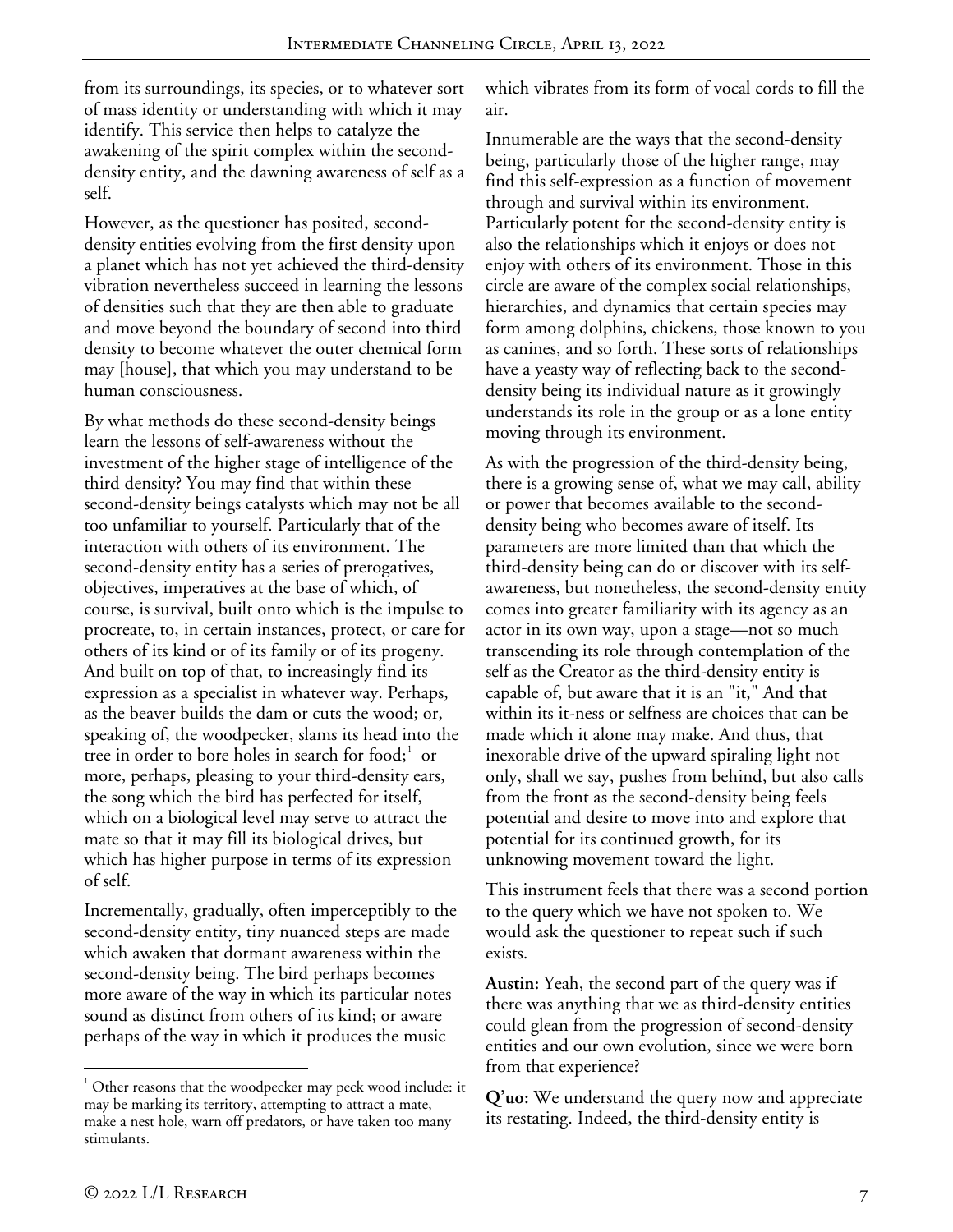from its surroundings, its species, or to whatever sort of mass identity or understanding with which it may identify. This service then helps to catalyze the awakening of the spirit complex within the second-density entity, and the dawning awareness of self as a self.

However, as the questioner has posited, second-density entities evolving from the first density upon a planet which has not yet achieved the third-density vibration nevertheless succeed in learning the lessons of densities such that they are then able to graduate and move beyond the boundary of second into third density to become whatever the outer chemical form may [house], that which you may understand to be human consciousness.

By what methods do these second-density beings learn the lessons of self-awareness without the investment of the higher stage of intelligence of the third density? You may find that within these second-density beings catalysts which may not be all too unfamiliar to yourself. Particularly that of the interaction with others of its environment. The second-density entity has a series of prerogatives, objectives, imperatives at the base of which, of course, is survival, built onto which is the impulse to procreate, to, in certain instances, protect, or care for others of its kind or of its family or of its progeny. And built on top of that, to increasingly find its expression as a specialist in whatever way. Perhaps, as the beaver builds the dam or cuts the wood; or, speaking of, the woodpecker, slams its head into the tree in order to bore holes in search for food;[1] or more, perhaps, pleasing to your third-density ears, the song which the bird has perfected for itself, which on a biological level may serve to attract the mate so that it may fill its biological drives, but which has higher purpose in terms of its expression of self.

Incrementally, gradually, often imperceptibly to the second-density entity, tiny nuanced steps are made which awaken that dormant awareness within the second-density being. The bird perhaps becomes more aware of the way in which its particular notes sound as distinct from others of its kind; or aware perhaps of the way in which it produces the music which vibrates from its form of vocal cords to fill the air.

Innumerable are the ways that the second-density being, particularly those of the higher range, may find this self-expression as a function of movement through and survival within its environment. Particularly potent for the second-density entity is also the relationships which it enjoys or does not enjoy with others of its environment. Those in this circle are aware of the complex social relationships, hierarchies, and dynamics that certain species may form among dolphins, chickens, those known to you as canines, and so forth. These sorts of relationships have a yeasty way of reflecting back to the second-density being its individual nature as it growingly understands its role in the group or as a lone entity moving through its environment.

As with the progression of the third-density being, there is a growing sense of, what we may call, ability or power that becomes available to the second-density being who becomes aware of itself. Its parameters are more limited than that which the third-density being can do or discover with its self-awareness, but nonetheless, the second-density entity comes into greater familiarity with its agency as an actor in its own way, upon a stage—not so much transcending its role through contemplation of the self as the Creator as the third-density entity is capable of, but aware that it is an "it," And that within its it-ness or selfness are choices that can be made which it alone may make. And thus, that inexorable drive of the upward spiraling light not only, shall we say, pushes from behind, but also calls from the front as the second-density being feels potential and desire to move into and explore that potential for its continued growth, for its unknowing movement toward the light.

This instrument feels that there was a second portion to the query which we have not spoken to. We would ask the questioner to repeat such if such exists.

**Austin:** Yeah, the second part of the query was if there was anything that we as third-density entities could glean from the progression of second-density entities and our own evolution, since we were born from that experience?

**Q'uo:** We understand the query now and appreciate its restating. Indeed, the third-density entity is

---

[1] Other reasons that the woodpecker may peck wood include: it may be marking its territory, attempting to attract a mate, make a nest hole, warn off predators, or have taken too many stimulants.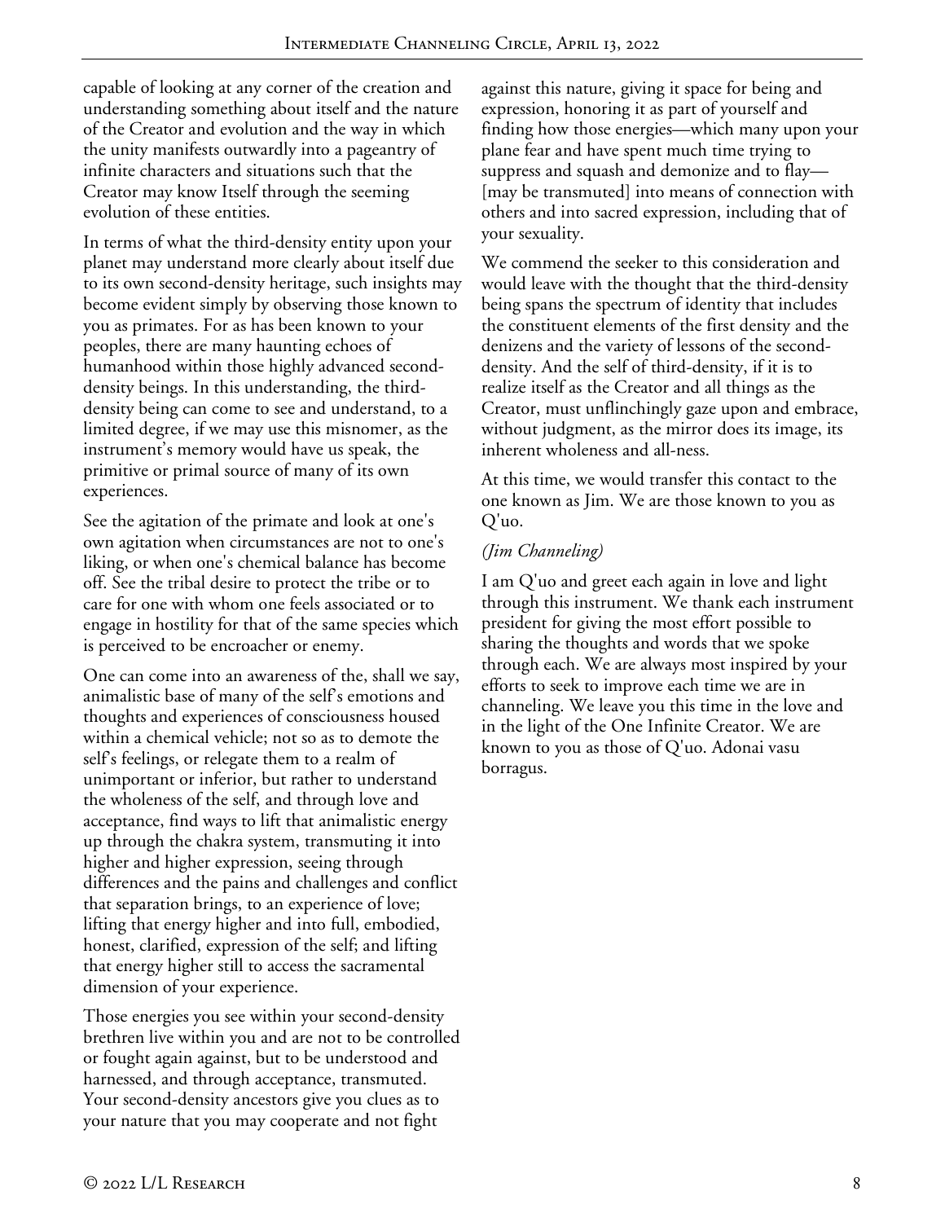capable of looking at any corner of the creation and understanding something about itself and the nature of the Creator and evolution and the way in which the unity manifests outwardly into a pageantry of infinite characters and situations such that the Creator may know Itself through the seeming evolution of these entities.

In terms of what the third-density entity upon your planet may understand more clearly about itself due to its own second-density heritage, such insights may become evident simply by observing those known to you as primates. For as has been known to your peoples, there are many haunting echoes of humanhood within those highly advanced second-density beings. In this understanding, the third-density being can come to see and understand, to a limited degree, if we may use this misnomer, as the instrument's memory would have us speak, the primitive or primal source of many of its own experiences.

See the agitation of the primate and look at one's own agitation when circumstances are not to one's liking, or when one's chemical balance has become off. See the tribal desire to protect the tribe or to care for one with whom one feels associated or to engage in hostility for that of the same species which is perceived to be encroacher or enemy.

One can come into an awareness of the, shall we say, animalistic base of many of the self's emotions and thoughts and experiences of consciousness housed within a chemical vehicle; not so as to demote the self's feelings, or relegate them to a realm of unimportant or inferior, but rather to understand the wholeness of the self, and through love and acceptance, find ways to lift that animalistic energy up through the chakra system, transmuting it into higher and higher expression, seeing through differences and the pains and challenges and conflict that separation brings, to an experience of love; lifting that energy higher and into full, embodied, honest, clarified, expression of the self; and lifting that energy higher still to access the sacramental dimension of your experience.

Those energies you see within your second-density brethren live within you and are not to be controlled or fought again against, but to be understood and harnessed, and through acceptance, transmuted. Your second-density ancestors give you clues as to your nature that you may cooperate and not fight against this nature, giving it space for being and expression, honoring it as part of yourself and finding how those energies—which many upon your plane fear and have spent much time trying to suppress and squash and demonize and to flay—[may be transmuted] into means of connection with others and into sacred expression, including that of your sexuality.

We commend the seeker to this consideration and would leave with the thought that the third-density being spans the spectrum of identity that includes the constituent elements of the first density and the denizens and the variety of lessons of the second-density. And the self of third-density, if it is to realize itself as the Creator and all things as the Creator, must unflinchingly gaze upon and embrace, without judgment, as the mirror does its image, its inherent wholeness and all-ness.

At this time, we would transfer this contact to the one known as Jim. We are those known to you as Q'uo.

*(Jim Channeling)*

I am Q'uo and greet each again in love and light through this instrument. We thank each instrument president for giving the most effort possible to sharing the thoughts and words that we spoke through each. We are always most inspired by your efforts to seek to improve each time we are in channeling. We leave you this time in the love and in the light of the One Infinite Creator. We are known to you as those of Q'uo. Adonai vasu borragus.